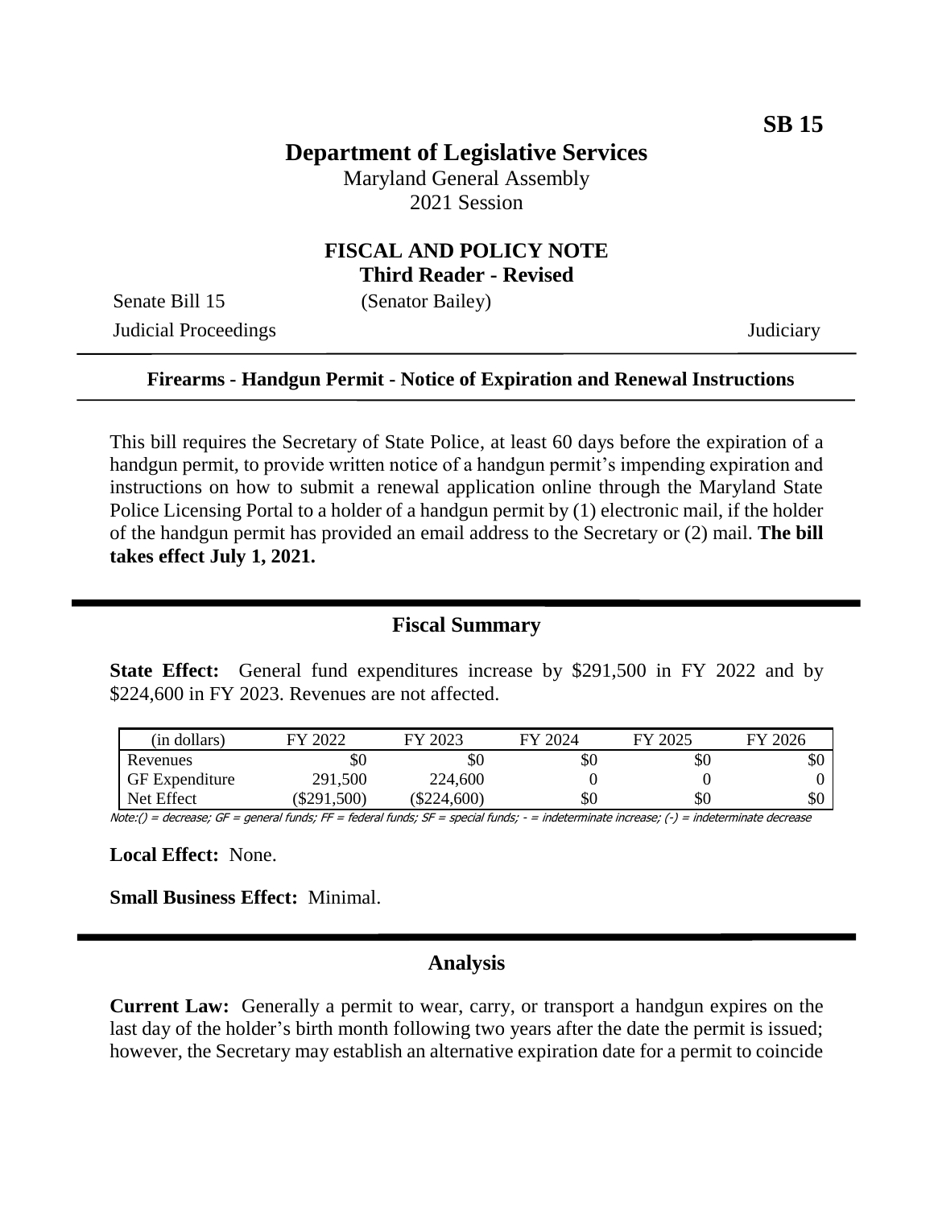SB 15

# Department of Legislative Services

Maryland General Assembly
2021 Session

## FISCAL AND POLICY NOTE
**Third Reader - Revised**

Senate Bill 15 (Senator Bailey)
Judicial Proceedings Judiciary

**Firearms - Handgun Permit - Notice of Expiration and Renewal Instructions**

This bill requires the Secretary of State Police, at least 60 days before the expiration of a handgun permit, to provide written notice of a handgun permit's impending expiration and instructions on how to submit a renewal application online through the Maryland State Police Licensing Portal to a holder of a handgun permit by (1) electronic mail, if the holder of the handgun permit has provided an email address to the Secretary or (2) mail. **The bill takes effect July 1, 2021.**

## Fiscal Summary

**State Effect:** General fund expenditures increase by $291,500 in FY 2022 and by $224,600 in FY 2023. Revenues are not affected.

| (in dollars) | FY 2022 | FY 2023 | FY 2024 | FY 2025 | FY 2026 |
|---|---|---|---|---|---|
| Revenues | $0 | $0 | $0 | $0 | $0 |
| GF Expenditure | 291,500 | 224,600 | 0 | 0 | 0 |
| Net Effect | ($291,500) | ($224,600) | $0 | $0 | $0 |

Note:() = decrease; GF = general funds; FF = federal funds; SF = special funds; - = indeterminate increase; (-) = indeterminate decrease

**Local Effect:** None.

**Small Business Effect:** Minimal.

## Analysis

**Current Law:** Generally a permit to wear, carry, or transport a handgun expires on the last day of the holder's birth month following two years after the date the permit is issued; however, the Secretary may establish an alternative expiration date for a permit to coincide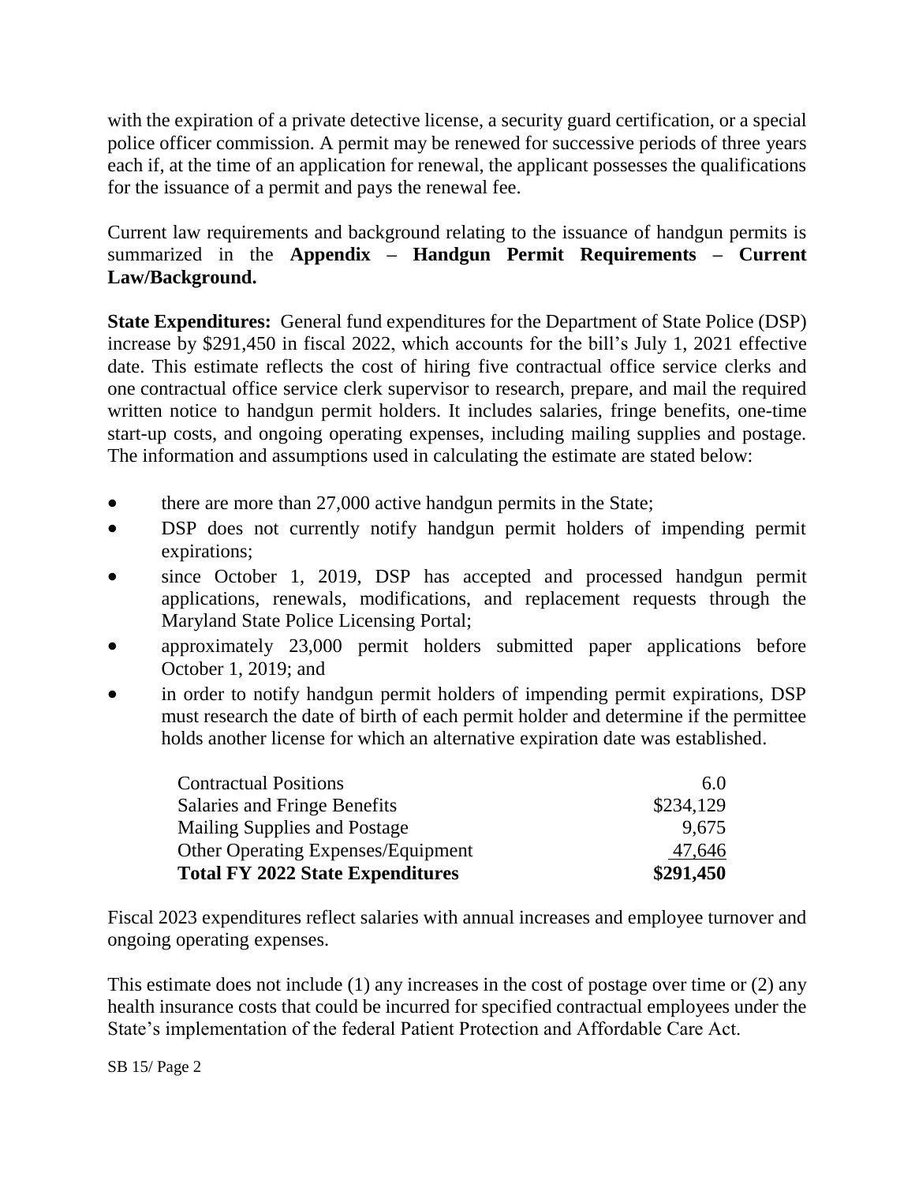with the expiration of a private detective license, a security guard certification, or a special police officer commission. A permit may be renewed for successive periods of three years each if, at the time of an application for renewal, the applicant possesses the qualifications for the issuance of a permit and pays the renewal fee.

Current law requirements and background relating to the issuance of handgun permits is summarized in the **Appendix – Handgun Permit Requirements – Current Law/Background.**

**State Expenditures:** General fund expenditures for the Department of State Police (DSP) increase by $291,450 in fiscal 2022, which accounts for the bill's July 1, 2021 effective date. This estimate reflects the cost of hiring five contractual office service clerks and one contractual office service clerk supervisor to research, prepare, and mail the required written notice to handgun permit holders. It includes salaries, fringe benefits, one-time start-up costs, and ongoing operating expenses, including mailing supplies and postage. The information and assumptions used in calculating the estimate are stated below:

- there are more than 27,000 active handgun permits in the State;
- DSP does not currently notify handgun permit holders of impending permit expirations;
- since October 1, 2019, DSP has accepted and processed handgun permit applications, renewals, modifications, and replacement requests through the Maryland State Police Licensing Portal;
- approximately 23,000 permit holders submitted paper applications before October 1, 2019; and
- in order to notify handgun permit holders of impending permit expirations, DSP must research the date of birth of each permit holder and determine if the permittee holds another license for which an alternative expiration date was established.

| | |
|---|---|
| Contractual Positions | 6.0 |
| Salaries and Fringe Benefits | $234,129 |
| Mailing Supplies and Postage | 9,675 |
| Other Operating Expenses/Equipment | 47,646 |
| **Total FY 2022 State Expenditures** | **$291,450** |

Fiscal 2023 expenditures reflect salaries with annual increases and employee turnover and ongoing operating expenses.

This estimate does not include (1) any increases in the cost of postage over time or (2) any health insurance costs that could be incurred for specified contractual employees under the State's implementation of the federal Patient Protection and Affordable Care Act.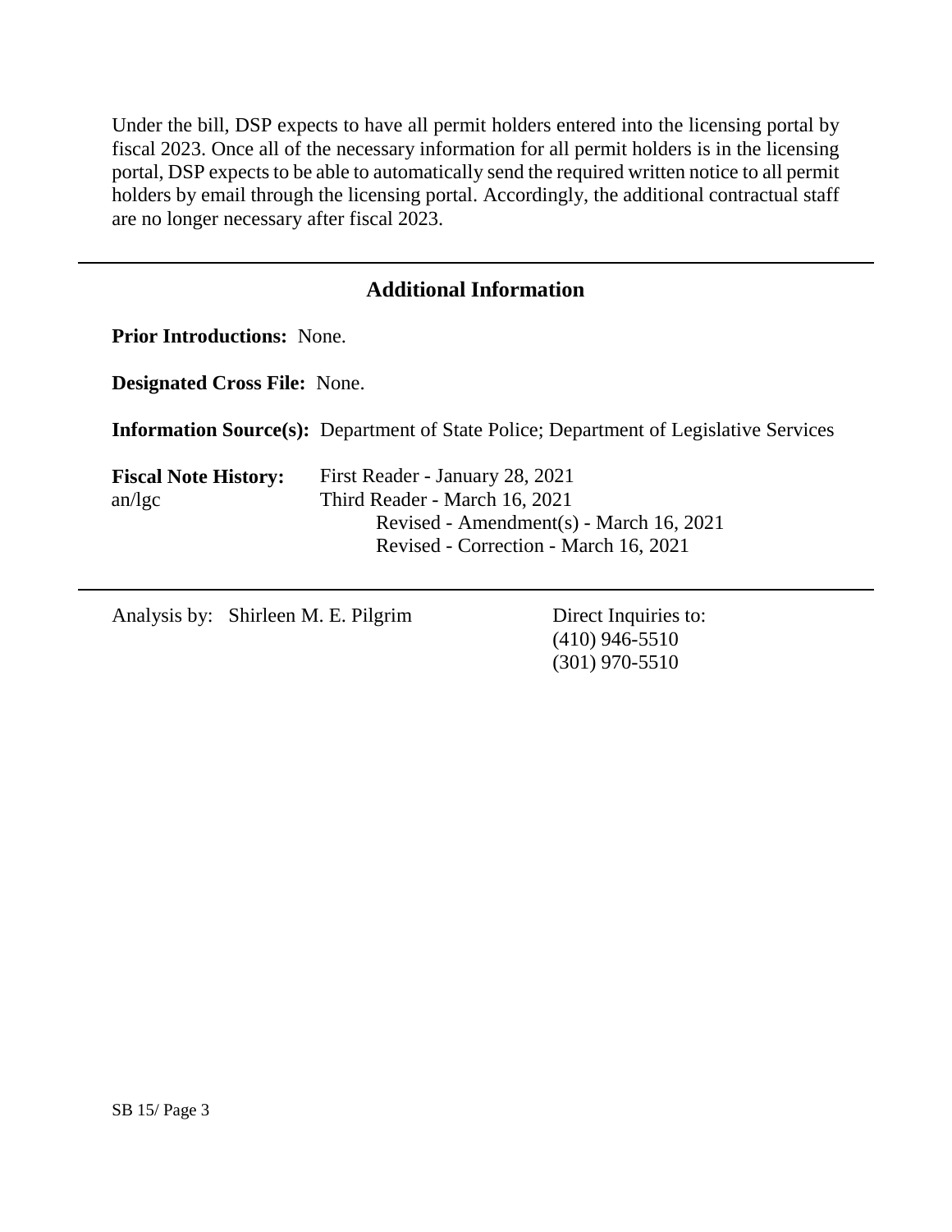Under the bill, DSP expects to have all permit holders entered into the licensing portal by fiscal 2023. Once all of the necessary information for all permit holders is in the licensing portal, DSP expects to be able to automatically send the required written notice to all permit holders by email through the licensing portal. Accordingly, the additional contractual staff are no longer necessary after fiscal 2023.

---

## Additional Information

**Prior Introductions:** None.

**Designated Cross File:** None.

**Information Source(s):** Department of State Police; Department of Legislative Services

**Fiscal Note History:** First Reader - January 28, 2021
an/lgc Third Reader - March 16, 2021
Revised - Amendment(s) - March 16, 2021
Revised - Correction - March 16, 2021

---

Analysis by: Shirleen M. E. Pilgrim

Direct Inquiries to:
(410) 946-5510
(301) 970-5510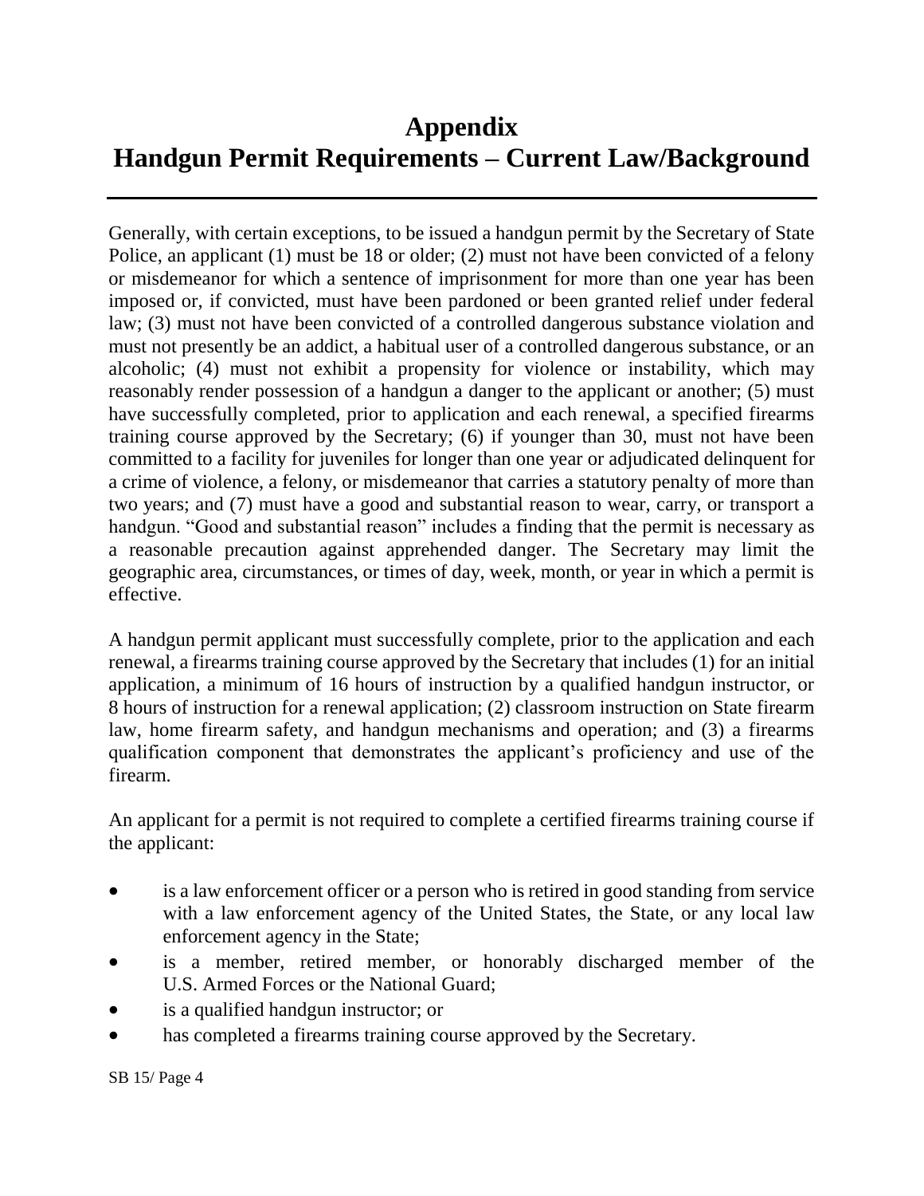# Appendix
# Handgun Permit Requirements – Current Law/Background

Generally, with certain exceptions, to be issued a handgun permit by the Secretary of State Police, an applicant (1) must be 18 or older; (2) must not have been convicted of a felony or misdemeanor for which a sentence of imprisonment for more than one year has been imposed or, if convicted, must have been pardoned or been granted relief under federal law; (3) must not have been convicted of a controlled dangerous substance violation and must not presently be an addict, a habitual user of a controlled dangerous substance, or an alcoholic; (4) must not exhibit a propensity for violence or instability, which may reasonably render possession of a handgun a danger to the applicant or another; (5) must have successfully completed, prior to application and each renewal, a specified firearms training course approved by the Secretary; (6) if younger than 30, must not have been committed to a facility for juveniles for longer than one year or adjudicated delinquent for a crime of violence, a felony, or misdemeanor that carries a statutory penalty of more than two years; and (7) must have a good and substantial reason to wear, carry, or transport a handgun. "Good and substantial reason" includes a finding that the permit is necessary as a reasonable precaution against apprehended danger. The Secretary may limit the geographic area, circumstances, or times of day, week, month, or year in which a permit is effective.

A handgun permit applicant must successfully complete, prior to the application and each renewal, a firearms training course approved by the Secretary that includes (1) for an initial application, a minimum of 16 hours of instruction by a qualified handgun instructor, or 8 hours of instruction for a renewal application; (2) classroom instruction on State firearm law, home firearm safety, and handgun mechanisms and operation; and (3) a firearms qualification component that demonstrates the applicant's proficiency and use of the firearm.

An applicant for a permit is not required to complete a certified firearms training course if the applicant:

- is a law enforcement officer or a person who is retired in good standing from service with a law enforcement agency of the United States, the State, or any local law enforcement agency in the State;
- is a member, retired member, or honorably discharged member of the U.S. Armed Forces or the National Guard;
- is a qualified handgun instructor; or
- has completed a firearms training course approved by the Secretary.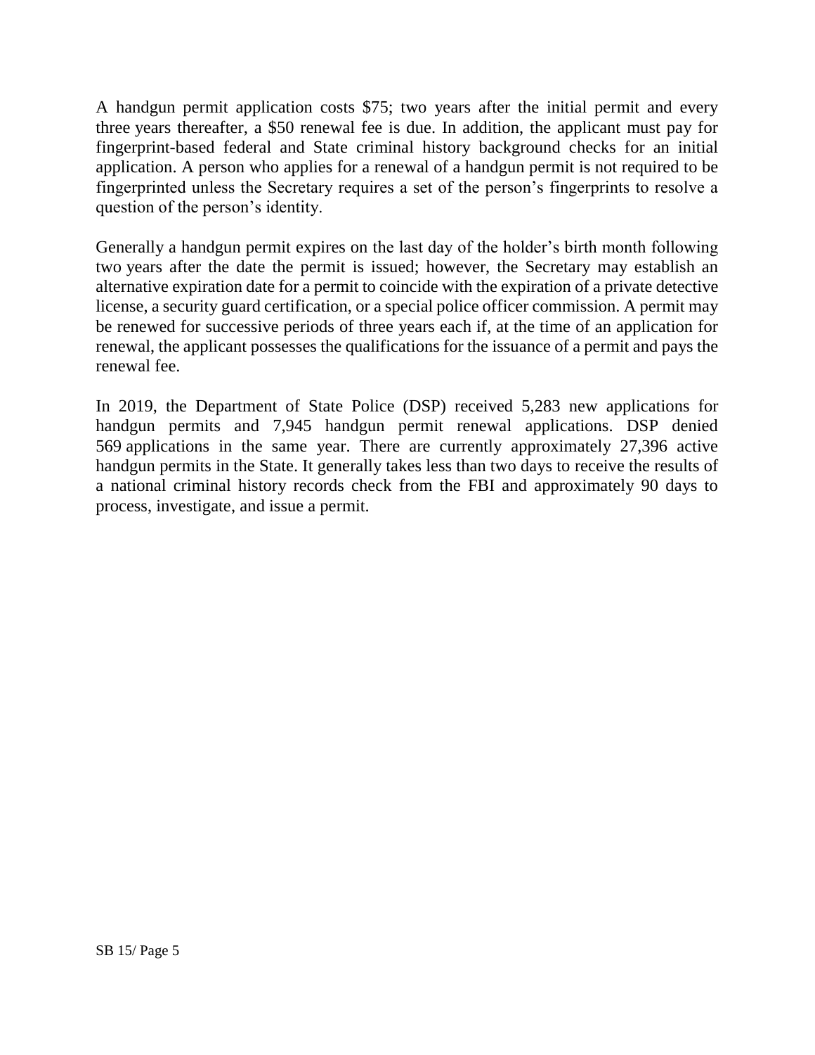A handgun permit application costs $75; two years after the initial permit and every three years thereafter, a $50 renewal fee is due. In addition, the applicant must pay for fingerprint-based federal and State criminal history background checks for an initial application. A person who applies for a renewal of a handgun permit is not required to be fingerprinted unless the Secretary requires a set of the person's fingerprints to resolve a question of the person's identity.

Generally a handgun permit expires on the last day of the holder's birth month following two years after the date the permit is issued; however, the Secretary may establish an alternative expiration date for a permit to coincide with the expiration of a private detective license, a security guard certification, or a special police officer commission. A permit may be renewed for successive periods of three years each if, at the time of an application for renewal, the applicant possesses the qualifications for the issuance of a permit and pays the renewal fee.

In 2019, the Department of State Police (DSP) received 5,283 new applications for handgun permits and 7,945 handgun permit renewal applications. DSP denied 569 applications in the same year. There are currently approximately 27,396 active handgun permits in the State. It generally takes less than two days to receive the results of a national criminal history records check from the FBI and approximately 90 days to process, investigate, and issue a permit.